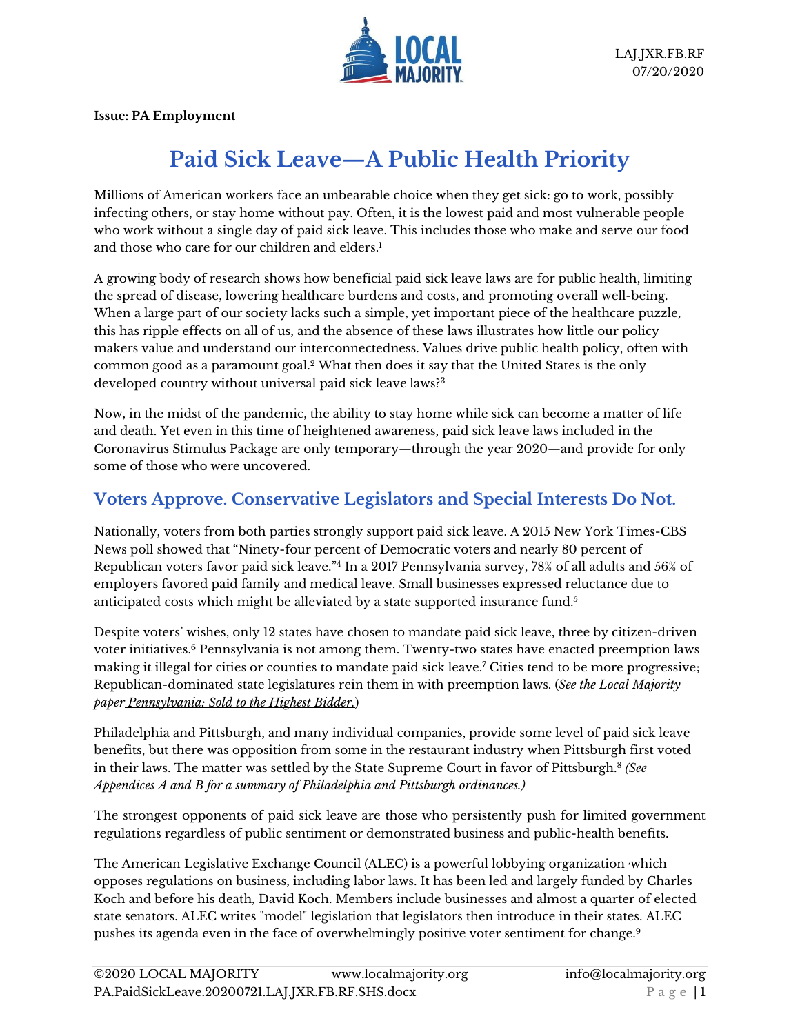LAJ.JXR.FB.RF
07/20/2020

**Issue: PA Employment**

# Paid Sick Leave—A Public Health Priority

Millions of American workers face an unbearable choice when they get sick: go to work, possibly infecting others, or stay home without pay. Often, it is the lowest paid and most vulnerable people who work without a single day of paid sick leave. This includes those who make and serve our food and those who care for our children and elders.[1]

A growing body of research shows how beneficial paid sick leave laws are for public health, limiting the spread of disease, lowering healthcare burdens and costs, and promoting overall well-being. When a large part of our society lacks such a simple, yet important piece of the healthcare puzzle, this has ripple effects on all of us, and the absence of these laws illustrates how little our policy makers value and understand our interconnectedness. Values drive public health policy, often with common good as a paramount goal.[2] What then does it say that the United States is the only developed country without universal paid sick leave laws?[3]

Now, in the midst of the pandemic, the ability to stay home while sick can become a matter of life and death. Yet even in this time of heightened awareness, paid sick leave laws included in the Coronavirus Stimulus Package are only temporary—through the year 2020—and provide for only some of those who were uncovered.

## Voters Approve. Conservative Legislators and Special Interests Do Not.

Nationally, voters from both parties strongly support paid sick leave. A 2015 New York Times-CBS News poll showed that "Ninety-four percent of Democratic voters and nearly 80 percent of Republican voters favor paid sick leave."[4] In a 2017 Pennsylvania survey, 78% of all adults and 56% of employers favored paid family and medical leave. Small businesses expressed reluctance due to anticipated costs which might be alleviated by a state supported insurance fund.[5]

Despite voters' wishes, only 12 states have chosen to mandate paid sick leave, three by citizen-driven voter initiatives.[6] Pennsylvania is not among them. Twenty-two states have enacted preemption laws making it illegal for cities or counties to mandate paid sick leave.[7] Cities tend to be more progressive; Republican-dominated state legislatures rein them in with preemption laws. (*See the Local Majority paper Pennsylvania: Sold to the Highest Bidder.*)

Philadelphia and Pittsburgh, and many individual companies, provide some level of paid sick leave benefits, but there was opposition from some in the restaurant industry when Pittsburgh first voted in their laws. The matter was settled by the State Supreme Court in favor of Pittsburgh.[8] *(See Appendices A and B for a summary of Philadelphia and Pittsburgh ordinances.)*

The strongest opponents of paid sick leave are those who persistently push for limited government regulations regardless of public sentiment or demonstrated business and public-health benefits.

The American Legislative Exchange Council (ALEC) is a powerful lobbying organization which opposes regulations on business, including labor laws. It has been led and largely funded by Charles Koch and before his death, David Koch. Members include businesses and almost a quarter of elected state senators. ALEC writes "model" legislation that legislators then introduce in their states. ALEC pushes its agenda even in the face of overwhelmingly positive voter sentiment for change.[9]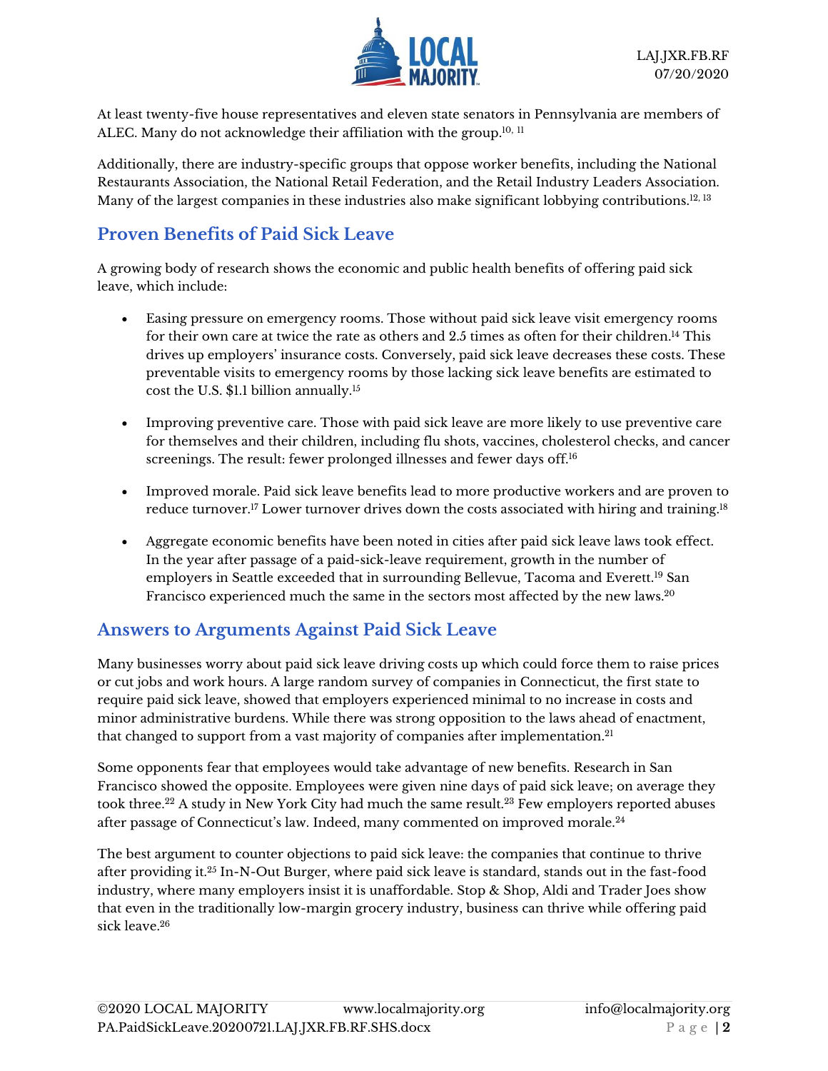At least twenty-five house representatives and eleven state senators in Pennsylvania are members of ALEC. Many do not acknowledge their affiliation with the group.[10, 11]

Additionally, there are industry-specific groups that oppose worker benefits, including the National Restaurants Association, the National Retail Federation, and the Retail Industry Leaders Association. Many of the largest companies in these industries also make significant lobbying contributions.[12, 13]

## Proven Benefits of Paid Sick Leave

A growing body of research shows the economic and public health benefits of offering paid sick leave, which include:

- Easing pressure on emergency rooms. Those without paid sick leave visit emergency rooms for their own care at twice the rate as others and 2.5 times as often for their children.[14] This drives up employers' insurance costs. Conversely, paid sick leave decreases these costs. These preventable visits to emergency rooms by those lacking sick leave benefits are estimated to cost the U.S. $1.1 billion annually.[15]

- Improving preventive care. Those with paid sick leave are more likely to use preventive care for themselves and their children, including flu shots, vaccines, cholesterol checks, and cancer screenings. The result: fewer prolonged illnesses and fewer days off.[16]

- Improved morale. Paid sick leave benefits lead to more productive workers and are proven to reduce turnover.[17] Lower turnover drives down the costs associated with hiring and training.[18]

- Aggregate economic benefits have been noted in cities after paid sick leave laws took effect. In the year after passage of a paid-sick-leave requirement, growth in the number of employers in Seattle exceeded that in surrounding Bellevue, Tacoma and Everett.[19] San Francisco experienced much the same in the sectors most affected by the new laws.[20]

## Answers to Arguments Against Paid Sick Leave

Many businesses worry about paid sick leave driving costs up which could force them to raise prices or cut jobs and work hours. A large random survey of companies in Connecticut, the first state to require paid sick leave, showed that employers experienced minimal to no increase in costs and minor administrative burdens. While there was strong opposition to the laws ahead of enactment, that changed to support from a vast majority of companies after implementation.[21]

Some opponents fear that employees would take advantage of new benefits. Research in San Francisco showed the opposite. Employees were given nine days of paid sick leave; on average they took three.[22] A study in New York City had much the same result.[23] Few employers reported abuses after passage of Connecticut's law. Indeed, many commented on improved morale.[24]

The best argument to counter objections to paid sick leave: the companies that continue to thrive after providing it.[25] In-N-Out Burger, where paid sick leave is standard, stands out in the fast-food industry, where many employers insist it is unaffordable. Stop & Shop, Aldi and Trader Joes show that even in the traditionally low-margin grocery industry, business can thrive while offering paid sick leave.[26]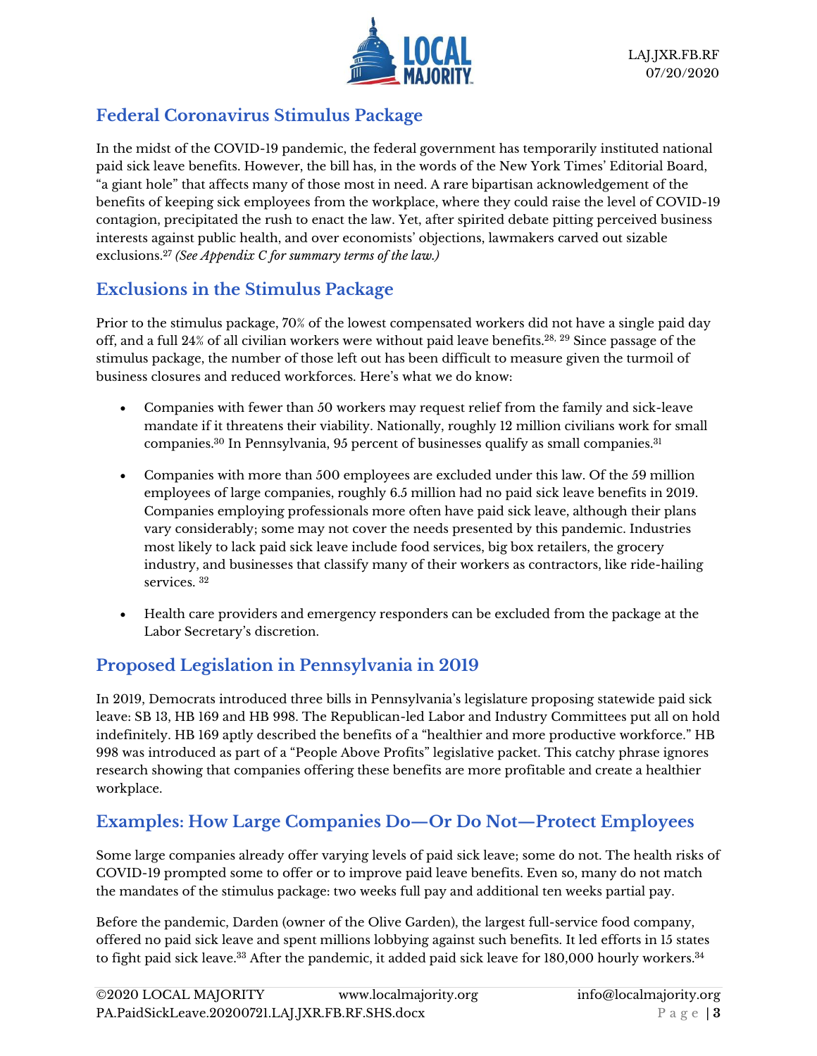## Federal Coronavirus Stimulus Package

In the midst of the COVID-19 pandemic, the federal government has temporarily instituted national paid sick leave benefits. However, the bill has, in the words of the New York Times' Editorial Board, "a giant hole" that affects many of those most in need. A rare bipartisan acknowledgement of the benefits of keeping sick employees from the workplace, where they could raise the level of COVID-19 contagion, precipitated the rush to enact the law. Yet, after spirited debate pitting perceived business interests against public health, and over economists' objections, lawmakers carved out sizable exclusions.[27] *(See Appendix C for summary terms of the law.)*

## Exclusions in the Stimulus Package

Prior to the stimulus package, 70% of the lowest compensated workers did not have a single paid day off, and a full 24% of all civilian workers were without paid leave benefits.[28, 29] Since passage of the stimulus package, the number of those left out has been difficult to measure given the turmoil of business closures and reduced workforces. Here's what we do know:

- Companies with fewer than 50 workers may request relief from the family and sick-leave mandate if it threatens their viability. Nationally, roughly 12 million civilians work for small companies.[30] In Pennsylvania, 95 percent of businesses qualify as small companies.[31]
- Companies with more than 500 employees are excluded under this law. Of the 59 million employees of large companies, roughly 6.5 million had no paid sick leave benefits in 2019. Companies employing professionals more often have paid sick leave, although their plans vary considerably; some may not cover the needs presented by this pandemic. Industries most likely to lack paid sick leave include food services, big box retailers, the grocery industry, and businesses that classify many of their workers as contractors, like ride-hailing services. [32]
- Health care providers and emergency responders can be excluded from the package at the Labor Secretary's discretion.

## Proposed Legislation in Pennsylvania in 2019

In 2019, Democrats introduced three bills in Pennsylvania's legislature proposing statewide paid sick leave: SB 13, HB 169 and HB 998. The Republican-led Labor and Industry Committees put all on hold indefinitely. HB 169 aptly described the benefits of a "healthier and more productive workforce." HB 998 was introduced as part of a "People Above Profits" legislative packet. This catchy phrase ignores research showing that companies offering these benefits are more profitable and create a healthier workplace.

## Examples: How Large Companies Do—Or Do Not—Protect Employees

Some large companies already offer varying levels of paid sick leave; some do not. The health risks of COVID-19 prompted some to offer or to improve paid leave benefits. Even so, many do not match the mandates of the stimulus package: two weeks full pay and additional ten weeks partial pay.

Before the pandemic, Darden (owner of the Olive Garden), the largest full-service food company, offered no paid sick leave and spent millions lobbying against such benefits. It led efforts in 15 states to fight paid sick leave.[33] After the pandemic, it added paid sick leave for 180,000 hourly workers.[34]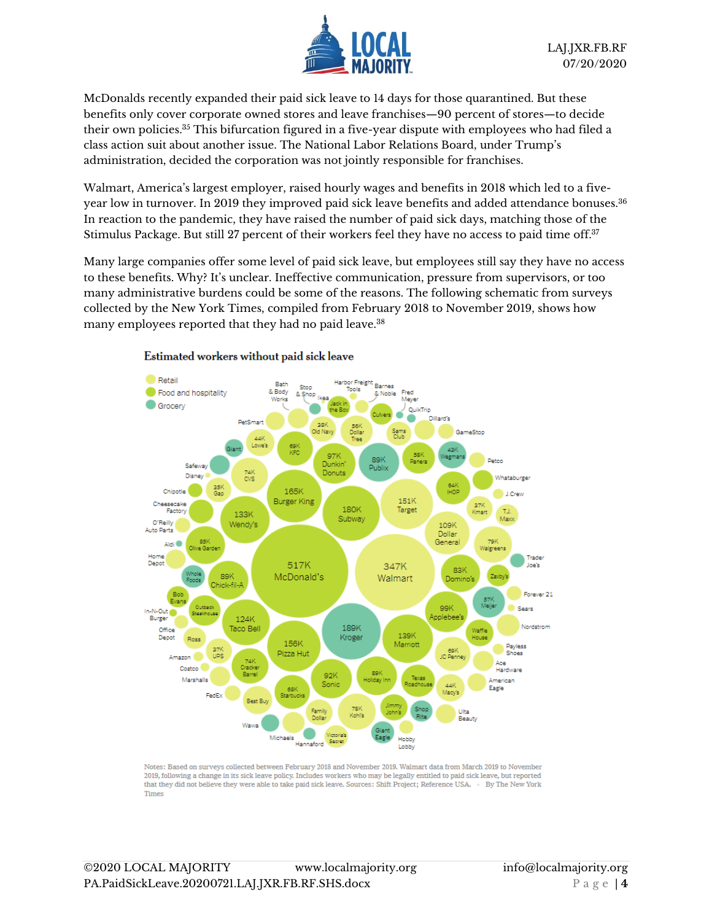McDonalds recently expanded their paid sick leave to 14 days for those quarantined. But these benefits only cover corporate owned stores and leave franchises—90 percent of stores—to decide their own policies.[35] This bifurcation figured in a five-year dispute with employees who had filed a class action suit about another issue. The National Labor Relations Board, under Trump's administration, decided the corporation was not jointly responsible for franchises.

Walmart, America's largest employer, raised hourly wages and benefits in 2018 which led to a five-year low in turnover. In 2019 they improved paid sick leave benefits and added attendance bonuses.[36] In reaction to the pandemic, they have raised the number of paid sick days, matching those of the Stimulus Package. But still 27 percent of their workers feel they have no access to paid time off.[37]

Many large companies offer some level of paid sick leave, but employees still say they have no access to these benefits. Why? It's unclear. Ineffective communication, pressure from supervisors, or too many administrative burdens could be some of the reasons. The following schematic from surveys collected by the New York Times, compiled from February 2018 to November 2019, shows how many employees reported that they had no paid leave.[38]

**Estimated workers without paid sick leave**

Retail | Food and hospitality | Grocery

517K McDonald's; 347K Walmart; 189K Kroger; 180K Subway; 165K Burger King; 156K Pizza Hut; 151K Target; 139K Marriott; 133K Wendy's; 124K Taco Bell; 109K Dollar General; 99K Applebee's; 97K Dunkin' Donuts; 92K Sonic; 89K Publix; 89K Chick-fil-A; 89K Holiday Inn; 85K Olive Garden; 83K Domino's; 79K Walgreens; 78K Kohl's; 74K CVS; 74K Cracker Barrel; 69K KFC; 69K JC Penney; 68K Starbucks; 64K IHOP; 58K Panera; 57K Meijer; 56K Dollar Tree; 44K Lowe's; 44K Macy's; 43K Wegmans; 39K Old Navy; 37K Kmart; 37K UPS; 35K Gap

Notes: Based on surveys collected between February 2018 and November 2019. Walmart data from March 2019 to November 2019, following a change in its sick leave policy. Includes workers who may be legally entitled to paid sick leave, but reported that they did not believe they were able to take paid sick leave. Sources: Shift Project; Reference USA. · By The New York Times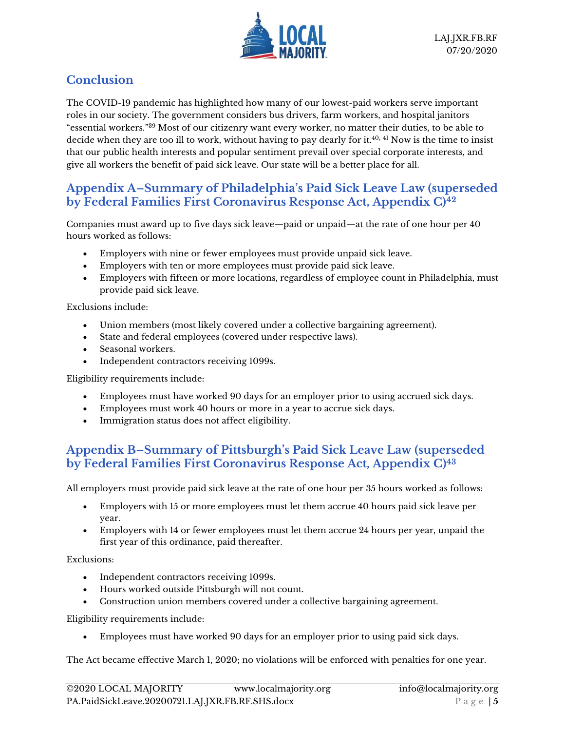## Conclusion

The COVID-19 pandemic has highlighted how many of our lowest-paid workers serve important roles in our society. The government considers bus drivers, farm workers, and hospital janitors "essential workers."[39] Most of our citizenry want every worker, no matter their duties, to be able to decide when they are too ill to work, without having to pay dearly for it.[40, 41] Now is the time to insist that our public health interests and popular sentiment prevail over special corporate interests, and give all workers the benefit of paid sick leave. Our state will be a better place for all.

## Appendix A–Summary of Philadelphia's Paid Sick Leave Law (superseded by Federal Families First Coronavirus Response Act, Appendix C)[42]

Companies must award up to five days sick leave—paid or unpaid—at the rate of one hour per 40 hours worked as follows:

- Employers with nine or fewer employees must provide unpaid sick leave.
- Employers with ten or more employees must provide paid sick leave.
- Employers with fifteen or more locations, regardless of employee count in Philadelphia, must provide paid sick leave.

Exclusions include:

- Union members (most likely covered under a collective bargaining agreement).
- State and federal employees (covered under respective laws).
- Seasonal workers.
- Independent contractors receiving 1099s.

Eligibility requirements include:

- Employees must have worked 90 days for an employer prior to using accrued sick days.
- Employees must work 40 hours or more in a year to accrue sick days.
- Immigration status does not affect eligibility.

## Appendix B–Summary of Pittsburgh's Paid Sick Leave Law (superseded by Federal Families First Coronavirus Response Act, Appendix C)[43]

All employers must provide paid sick leave at the rate of one hour per 35 hours worked as follows:

- Employers with 15 or more employees must let them accrue 40 hours paid sick leave per year.
- Employers with 14 or fewer employees must let them accrue 24 hours per year, unpaid the first year of this ordinance, paid thereafter.

Exclusions:

- Independent contractors receiving 1099s.
- Hours worked outside Pittsburgh will not count.
- Construction union members covered under a collective bargaining agreement.

Eligibility requirements include:

- Employees must have worked 90 days for an employer prior to using paid sick days.

The Act became effective March 1, 2020; no violations will be enforced with penalties for one year.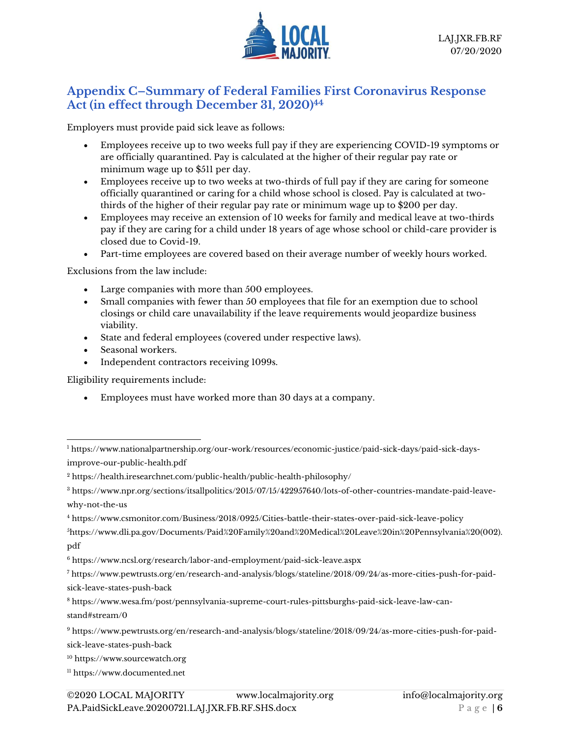## Appendix C–Summary of Federal Families First Coronavirus Response Act (in effect through December 31, 2020)[44]

Employers must provide paid sick leave as follows:

- Employees receive up to two weeks full pay if they are experiencing COVID-19 symptoms or are officially quarantined. Pay is calculated at the higher of their regular pay rate or minimum wage up to $511 per day.
- Employees receive up to two weeks at two-thirds of full pay if they are caring for someone officially quarantined or caring for a child whose school is closed. Pay is calculated at two-thirds of the higher of their regular pay rate or minimum wage up to $200 per day.
- Employees may receive an extension of 10 weeks for family and medical leave at two-thirds pay if they are caring for a child under 18 years of age whose school or child-care provider is closed due to Covid-19.
- Part-time employees are covered based on their average number of weekly hours worked.

Exclusions from the law include:

- Large companies with more than 500 employees.
- Small companies with fewer than 50 employees that file for an exemption due to school closings or child care unavailability if the leave requirements would jeopardize business viability.
- State and federal employees (covered under respective laws).
- Seasonal workers.
- Independent contractors receiving 1099s.

Eligibility requirements include:

- Employees must have worked more than 30 days at a company.

---

[1] https://www.nationalpartnership.org/our-work/resources/economic-justice/paid-sick-days/paid-sick-days-improve-our-public-health.pdf

[2] https://health.iresearchnet.com/public-health/public-health-philosophy/

[3] https://www.npr.org/sections/itsallpolitics/2015/07/15/422957640/lots-of-other-countries-mandate-paid-leave-why-not-the-us

[4] https://www.csmonitor.com/Business/2018/0925/Cities-battle-their-states-over-paid-sick-leave-policy

[5] https://www.dli.pa.gov/Documents/Paid%20Family%20and%20Medical%20Leave%20in%20Pennsylvania%20(002).pdf

[6] https://www.ncsl.org/research/labor-and-employment/paid-sick-leave.aspx

[7] https://www.pewtrusts.org/en/research-and-analysis/blogs/stateline/2018/09/24/as-more-cities-push-for-paid-sick-leave-states-push-back

[8] https://www.wesa.fm/post/pennsylvania-supreme-court-rules-pittsburghs-paid-sick-leave-law-can-stand#stream/0

[9] https://www.pewtrusts.org/en/research-and-analysis/blogs/stateline/2018/09/24/as-more-cities-push-for-paid-sick-leave-states-push-back

[10] https://www.sourcewatch.org

[11] https://www.documented.net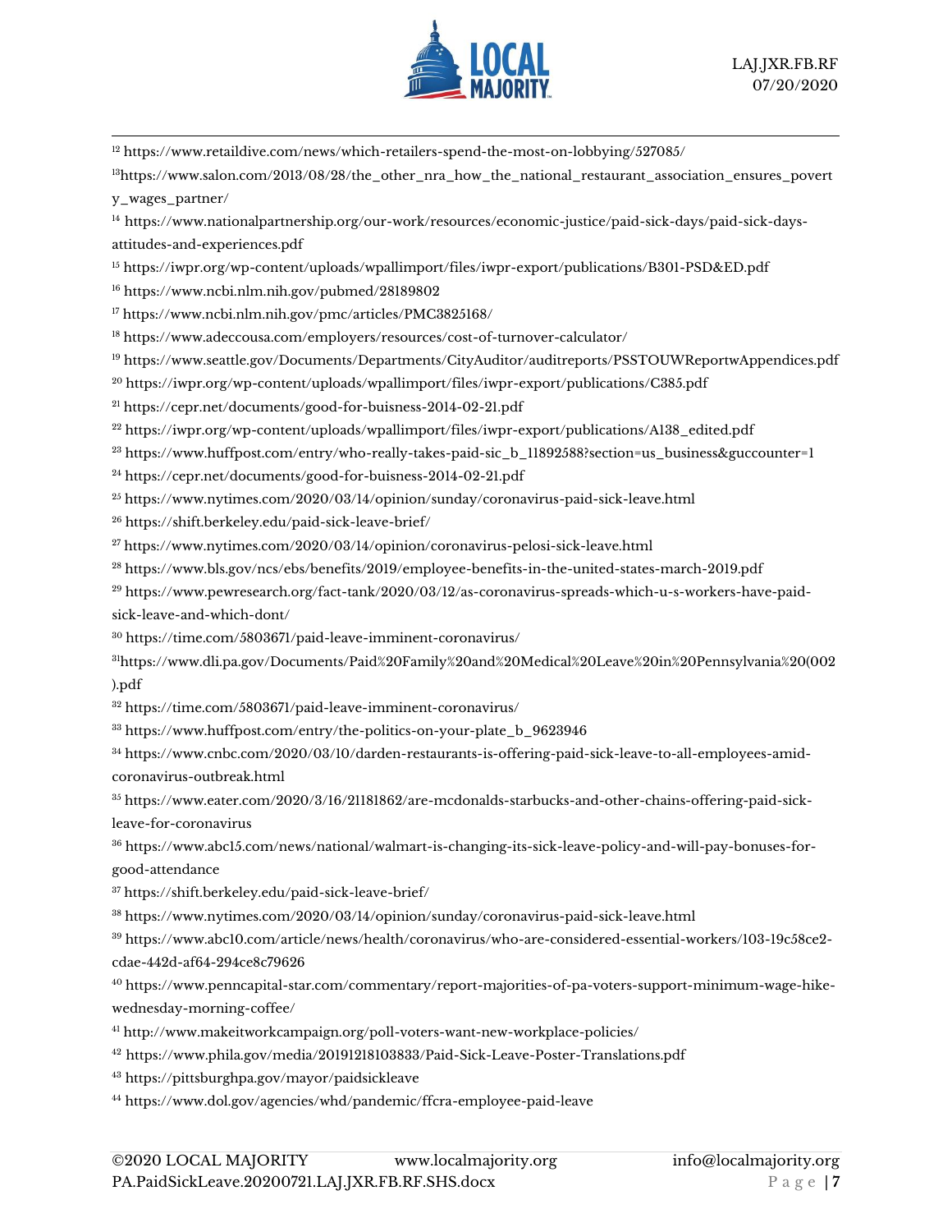[12] https://www.retaildive.com/news/which-retailers-spend-the-most-on-lobbying/527085/

[13]https://www.salon.com/2013/08/28/the_other_nra_how_the_national_restaurant_association_ensures_poverty_wages_partner/

[14] https://www.nationalpartnership.org/our-work/resources/economic-justice/paid-sick-days/paid-sick-days-attitudes-and-experiences.pdf

[15] https://iwpr.org/wp-content/uploads/wpallimport/files/iwpr-export/publications/B301-PSD&ED.pdf

[16] https://www.ncbi.nlm.nih.gov/pubmed/28189802

[17] https://www.ncbi.nlm.nih.gov/pmc/articles/PMC3825168/

[18] https://www.adeccousa.com/employers/resources/cost-of-turnover-calculator/

[19] https://www.seattle.gov/Documents/Departments/CityAuditor/auditreports/PSSTOUWReportwAppendices.pdf

[20] https://iwpr.org/wp-content/uploads/wpallimport/files/iwpr-export/publications/C385.pdf

[21] https://cepr.net/documents/good-for-buisness-2014-02-21.pdf

[22] https://iwpr.org/wp-content/uploads/wpallimport/files/iwpr-export/publications/A138_edited.pdf

[23] https://www.huffpost.com/entry/who-really-takes-paid-sic_b_11892588?section=us_business&guccounter=1

[24] https://cepr.net/documents/good-for-buisness-2014-02-21.pdf

[25] https://www.nytimes.com/2020/03/14/opinion/sunday/coronavirus-paid-sick-leave.html

[26] https://shift.berkeley.edu/paid-sick-leave-brief/

[27] https://www.nytimes.com/2020/03/14/opinion/coronavirus-pelosi-sick-leave.html

[28] https://www.bls.gov/ncs/ebs/benefits/2019/employee-benefits-in-the-united-states-march-2019.pdf

[29] https://www.pewresearch.org/fact-tank/2020/03/12/as-coronavirus-spreads-which-u-s-workers-have-paid-sick-leave-and-which-dont/

[30] https://time.com/5803671/paid-leave-imminent-coronavirus/

[31]https://www.dli.pa.gov/Documents/Paid%20Family%20and%20Medical%20Leave%20in%20Pennsylvania%20(002).pdf

[32] https://time.com/5803671/paid-leave-imminent-coronavirus/

[33] https://www.huffpost.com/entry/the-politics-on-your-plate_b_9623946

[34] https://www.cnbc.com/2020/03/10/darden-restaurants-is-offering-paid-sick-leave-to-all-employees-amid-coronavirus-outbreak.html

[35] https://www.eater.com/2020/3/16/21181862/are-mcdonalds-starbucks-and-other-chains-offering-paid-sick-leave-for-coronavirus

[36] https://www.abc15.com/news/national/walmart-is-changing-its-sick-leave-policy-and-will-pay-bonuses-for-good-attendance

[37] https://shift.berkeley.edu/paid-sick-leave-brief/

[38] https://www.nytimes.com/2020/03/14/opinion/sunday/coronavirus-paid-sick-leave.html

[39] https://www.abc10.com/article/news/health/coronavirus/who-are-considered-essential-workers/103-19c58ce2-cdae-442d-af64-294ce8c79626

[40] https://www.penncapital-star.com/commentary/report-majorities-of-pa-voters-support-minimum-wage-hike-wednesday-morning-coffee/

[41] http://www.makeitworkcampaign.org/poll-voters-want-new-workplace-policies/

[42] https://www.phila.gov/media/20191218103833/Paid-Sick-Leave-Poster-Translations.pdf

[43] https://pittsburghpa.gov/mayor/paidsickleave

[44] https://www.dol.gov/agencies/whd/pandemic/ffcra-employee-paid-leave